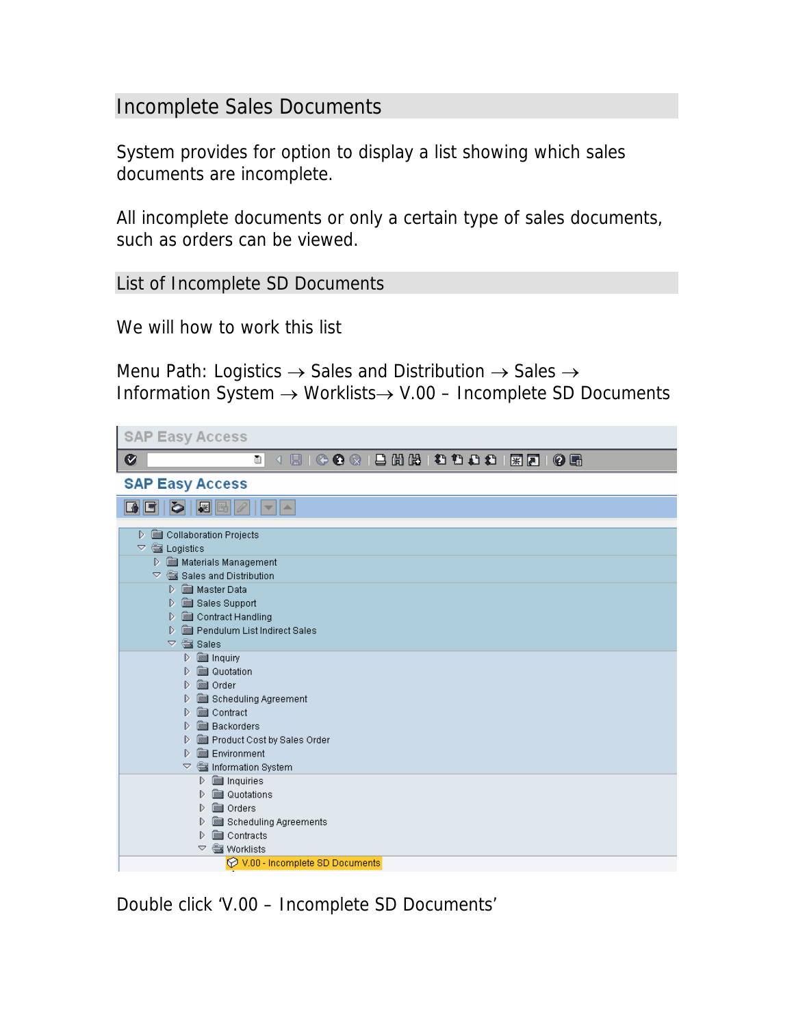## Incomplete Sales Documents

System provides for option to display a list showing which sales documents are incomplete.

All incomplete documents or only a certain type of sales documents, such as orders can be viewed.

## List of Incomplete SD Documents

We will how to work this list

Menu Path: Logistics → Sales and Distribution → Sales → Information System → Worklists→ V.00 – Incomplete SD Documents

Double click 'V.00 – Incomplete SD Documents'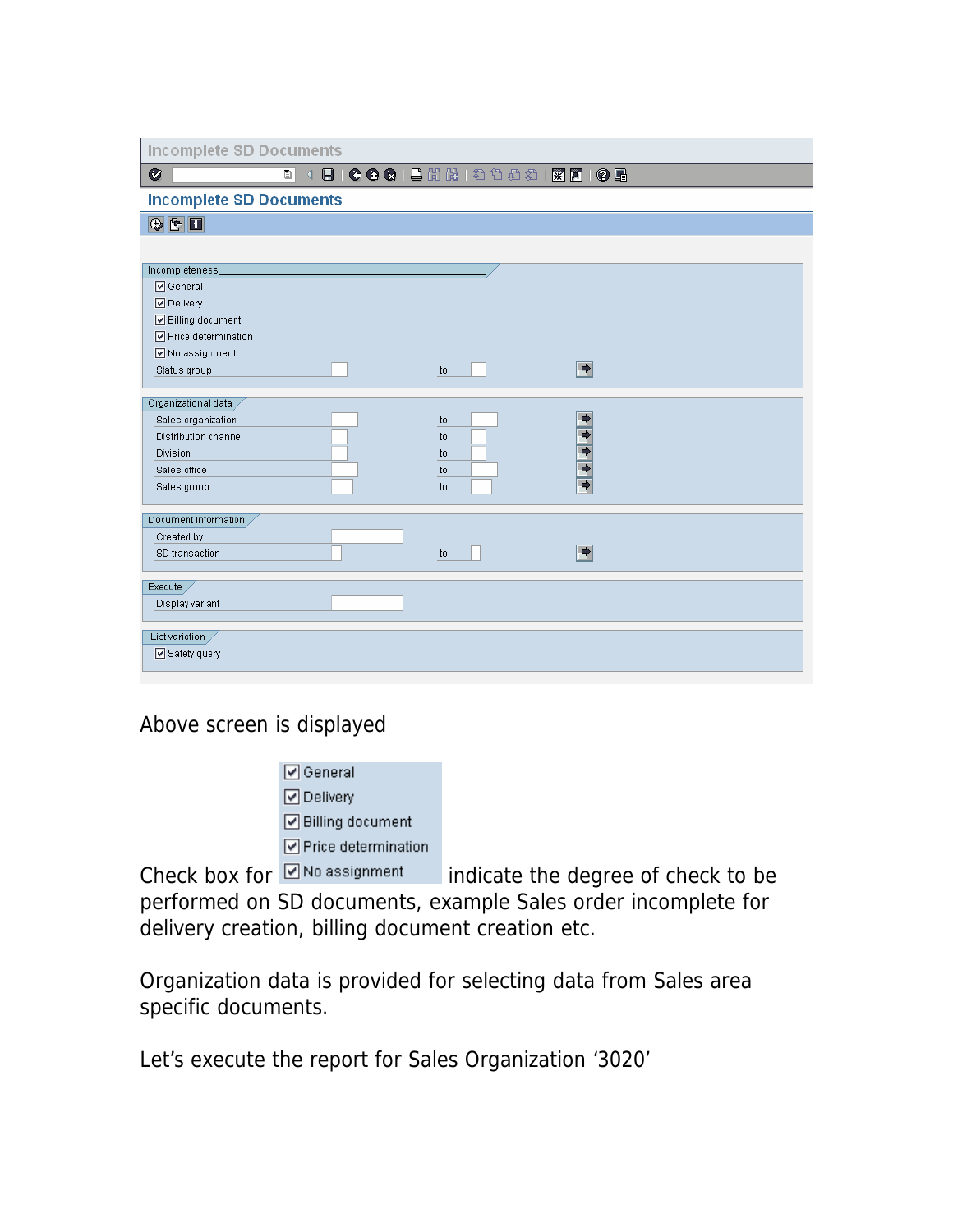Above screen is displayed

Check box for General, Delivery, Billing document, Price determination, No assignment indicate the degree of check to be performed on SD documents, example Sales order incomplete for delivery creation, billing document creation etc.

Organization data is provided for selecting data from Sales area specific documents.

Let's execute the report for Sales Organization '3020'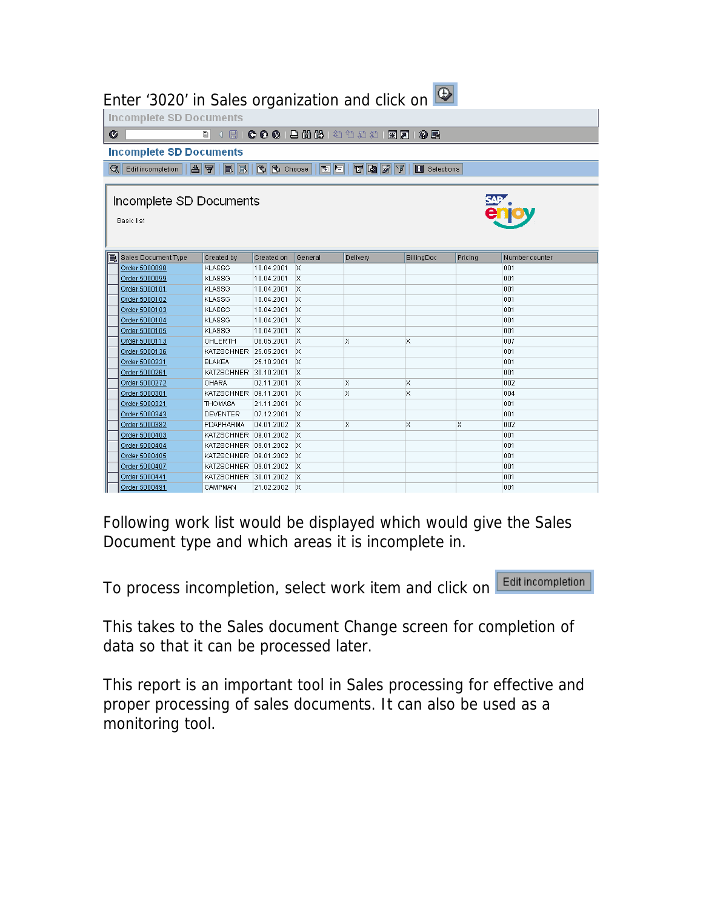Enter '3020' in Sales organization and click on

Incomplete SD Documents

Incomplete SD Documents

Edit incompletion | Choose | Selections

Incomplete SD Documents

Basic list

| Sales Document Type | Created by | Created on | General | Delivery | BillingDoc | Pricing | Number counter |
|---|---|---|---|---|---|---|---|
| Order 5000098 | KLASSG | 10.04.2001 | X | | | | 001 |
| Order 5000099 | KLASSG | 10.04.2001 | X | | | | 001 |
| Order 5000101 | KLASSG | 10.04.2001 | X | | | | 001 |
| Order 5000102 | KLASSG | 10.04.2001 | X | | | | 001 |
| Order 5000103 | KLASSG | 10.04.2001 | X | | | | 001 |
| Order 5000104 | KLASSG | 10.04.2001 | X | | | | 001 |
| Order 5000105 | KLASSG | 10.04.2001 | X | | | | 001 |
| Order 5000113 | OHLERTH | 08.05.2001 | X | X | X | | 007 |
| Order 5000136 | KATZSCHNER | 25.05.2001 | X | | | | 001 |
| Order 5000231 | BLAKEA | 25.10.2001 | X | | | | 001 |
| Order 5000261 | KATZSCHNER | 30.10.2001 | X | | | | 001 |
| Order 5000272 | OHARA | 02.11.2001 | X | X | X | | 002 |
| Order 5000301 | KATZSCHNER | 09.11.2001 | X | X | X | | 004 |
| Order 5000321 | THOMASA | 21.11.2001 | X | | | | 001 |
| Order 5000343 | DEVENTER | 07.12.2001 | X | | | | 001 |
| Order 5000382 | PDAPHARMA | 04.01.2002 | X | X | X | X | 002 |
| Order 5000403 | KATZSCHNER | 09.01.2002 | X | | | | 001 |
| Order 5000404 | KATZSCHNER | 09.01.2002 | X | | | | 001 |
| Order 5000405 | KATZSCHNER | 09.01.2002 | X | | | | 001 |
| Order 5000407 | KATZSCHNER | 09.01.2002 | X | | | | 001 |
| Order 5000441 | KATZSCHNER | 30.01.2002 | X | | | | 001 |
| Order 5000491 | CAMPMAN | 21.02.2002 | X | | | | 001 |

Following work list would be displayed which would give the Sales Document type and which areas it is incomplete in.

To process incompletion, select work item and click on Edit incompletion

This takes to the Sales document Change screen for completion of data so that it can be processed later.

This report is an important tool in Sales processing for effective and proper processing of sales documents. It can also be used as a monitoring tool.